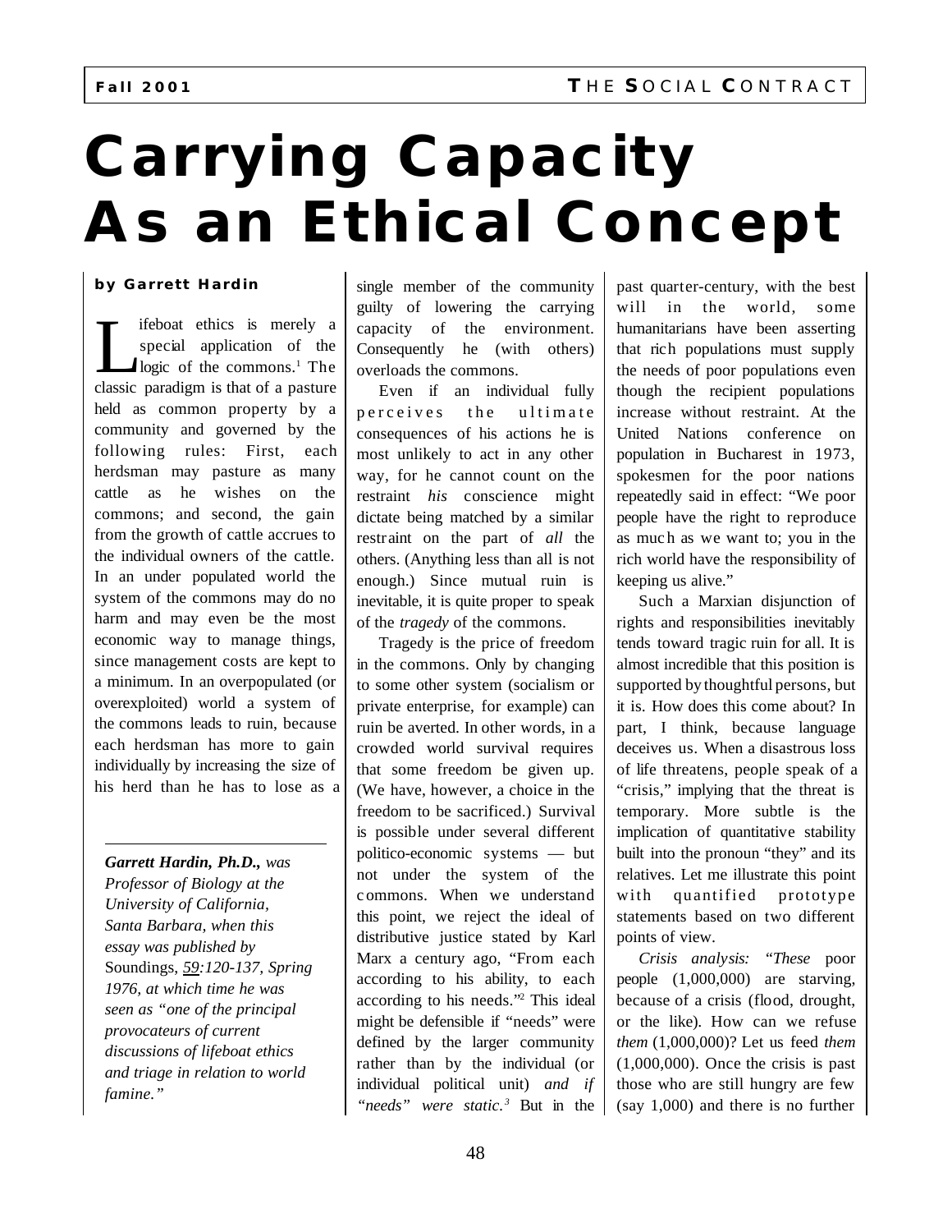# Carrying Capacity As an Ethical Concept

**by Garrett Hardin**

Lifeboat ethics is merely a special application of the logic of the commons.[1] The classic paradigm is that of a pasture held as common property by a community and governed by the following rules: First, each herdsman may pasture as many cattle as he wishes on the commons; and second, the gain from the growth of cattle accrues to the individual owners of the cattle. In an under populated world the system of the commons may do no harm and may even be the most economic way to manage things, since management costs are kept to a minimum. In an overpopulated (or overexploited) world a system of the commons leads to ruin, because each herdsman has more to gain individually by increasing the size of his herd than he has to lose as a single member of the community guilty of lowering the carrying capacity of the environment. Consequently he (with others) overloads the commons.

Even if an individual fully perceives the ultimate consequences of his actions he is most unlikely to act in any other way, for he cannot count on the restraint *his* conscience might dictate being matched by a similar restraint on the part of *all* the others. (Anything less than all is not enough.) Since mutual ruin is inevitable, it is quite proper to speak of the *tragedy* of the commons.

Tragedy is the price of freedom in the commons. Only by changing to some other system (socialism or private enterprise, for example) can ruin be averted. In other words, in a crowded world survival requires that some freedom be given up. (We have, however, a choice in the freedom to be sacrificed.) Survival is possible under several different politico-economic systems — but not under the system of the commons. When we understand this point, we reject the ideal of distributive justice stated by Karl Marx a century ago, "From each according to his ability, to each according to his needs."[2] This ideal might be defensible if "needs" were defined by the larger community rather than by the individual (or individual political unit) *and if "needs" were static.*[3] But in the past quarter-century, with the best will in the world, some humanitarians have been asserting that rich populations must supply the needs of poor populations even though the recipient populations increase without restraint. At the United Nations conference on population in Bucharest in 1973, spokesmen for the poor nations repeatedly said in effect: "We poor people have the right to reproduce as much as we want to; you in the rich world have the responsibility of keeping us alive."

Such a Marxian disjunction of rights and responsibilities inevitably tends toward tragic ruin for all. It is almost incredible that this position is supported by thoughtful persons, but it is. How does this come about? In part, I think, because language deceives us. When a disastrous loss of life threatens, people speak of a "crisis," implying that the threat is temporary. More subtle is the implication of quantitative stability built into the pronoun "they" and its relatives. Let me illustrate this point with quantified prototype statements based on two different points of view.

*Crisis analysis:* "*These* poor people (1,000,000) are starving, because of a crisis (flood, drought, or the like). How can we refuse *them* (1,000,000)? Let us feed *them* (1,000,000). Once the crisis is past those who are still hungry are few (say 1,000) and there is no further

---

***Garrett Hardin, Ph.D.,** was Professor of Biology at the University of California, Santa Barbara, when this essay was published by* Soundings, *59:120-137, Spring 1976, at which time he was seen as "one of the principal provocateurs of current discussions of lifeboat ethics and triage in relation to world famine."*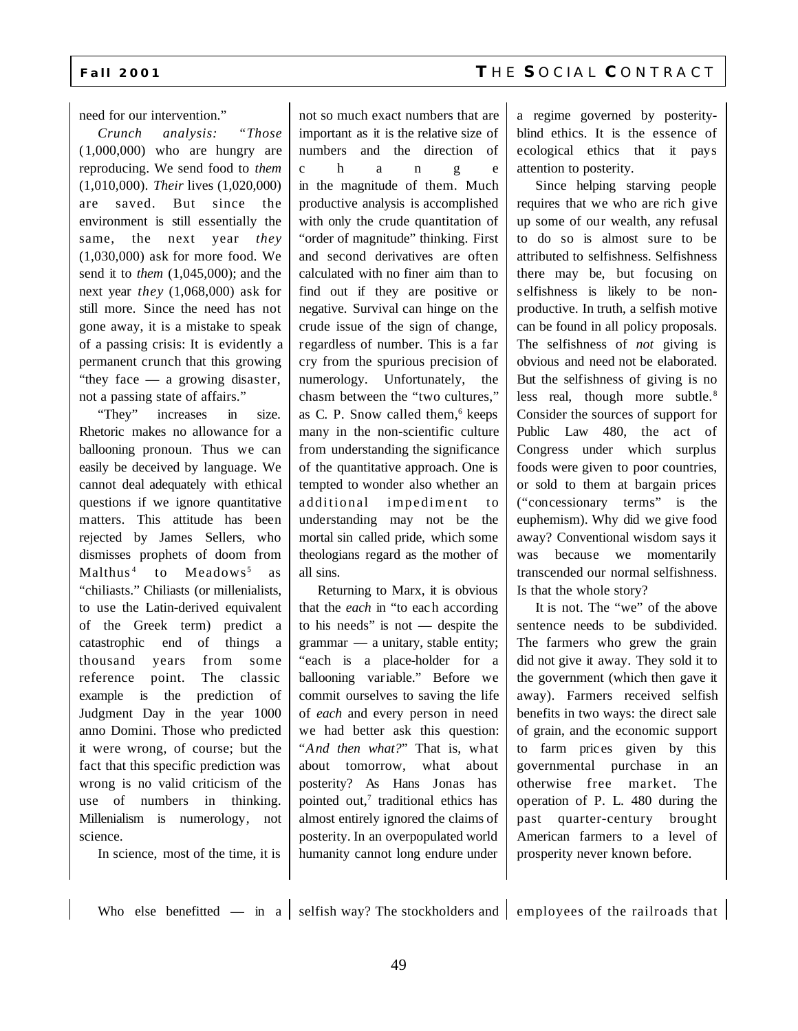need for our intervention."

*Crunch analysis: "Those* (1,000,000) who are hungry are reproducing. We send food to *them* (1,010,000). *Their* lives (1,020,000) are saved. But since the environment is still essentially the same, the next year *they* (1,030,000) ask for more food. We send it to *them* (1,045,000); and the next year *they* (1,068,000) ask for still more. Since the need has not gone away, it is a mistake to speak of a passing crisis: It is evidently a permanent crunch that this growing "they face — a growing disaster, not a passing state of affairs."

"They" increases in size. Rhetoric makes no allowance for a ballooning pronoun. Thus we can easily be deceived by language. We cannot deal adequately with ethical questions if we ignore quantitative matters. This attitude has been rejected by James Sellers, who dismisses prophets of doom from Malthus[4] to Meadows[5] as "chiliasts." Chiliasts (or millenialists, to use the Latin-derived equivalent of the Greek term) predict a catastrophic end of things a thousand years from some reference point. The classic example is the prediction of Judgment Day in the year 1000 anno Domini. Those who predicted it were wrong, of course; but the fact that this specific prediction was wrong is no valid criticism of the use of numbers in thinking. Millenialism is numerology, not science.

In science, most of the time, it is not so much exact numbers that are important as it is the relative size of numbers and the direction of change in the magnitude of them. Much productive analysis is accomplished with only the crude quantitation of "order of magnitude" thinking. First and second derivatives are often calculated with no finer aim than to find out if they are positive or negative. Survival can hinge on the crude issue of the sign of change, regardless of number. This is a far cry from the spurious precision of numerology. Unfortunately, the chasm between the "two cultures," as C. P. Snow called them,[6] keeps many in the non-scientific culture from understanding the significance of the quantitative approach. One is tempted to wonder also whether an additional impediment to understanding may not be the mortal sin called pride, which some theologians regard as the mother of all sins.

Returning to Marx, it is obvious that the *each* in "to each according to his needs" is not — despite the grammar — a unitary, stable entity; "each is a place-holder for a ballooning variable." Before we commit ourselves to saving the life of *each* and every person in need we had better ask this question: "*And then what?*" That is, what about tomorrow, what about posterity? As Hans Jonas has pointed out,[7] traditional ethics has almost entirely ignored the claims of posterity. In an overpopulated world humanity cannot long endure under a regime governed by posterity-blind ethics. It is the essence of ecological ethics that it pays attention to posterity.

Since helping starving people requires that we who are rich give up some of our wealth, any refusal to do so is almost sure to be attributed to selfishness. Selfishness there may be, but focusing on selfishness is likely to be non-productive. In truth, a selfish motive can be found in all policy proposals. The selfishness of *not* giving is obvious and need not be elaborated. But the selfishness of giving is no less real, though more subtle.[8] Consider the sources of support for Public Law 480, the act of Congress under which surplus foods were given to poor countries, or sold to them at bargain prices ("concessionary terms" is the euphemism). Why did we give food away? Conventional wisdom says it was because we momentarily transcended our normal selfishness. Is that the whole story?

It is not. The "we" of the above sentence needs to be subdivided. The farmers who grew the grain did not give it away. They sold it to the government (which then gave it away). Farmers received selfish benefits in two ways: the direct sale of grain, and the economic support to farm prices given by this governmental purchase in an otherwise free market. The operation of P. L. 480 during the past quarter-century brought American farmers to a level of prosperity never known before.

Who else benefitted — in a selfish way? The stockholders and employees of the railroads that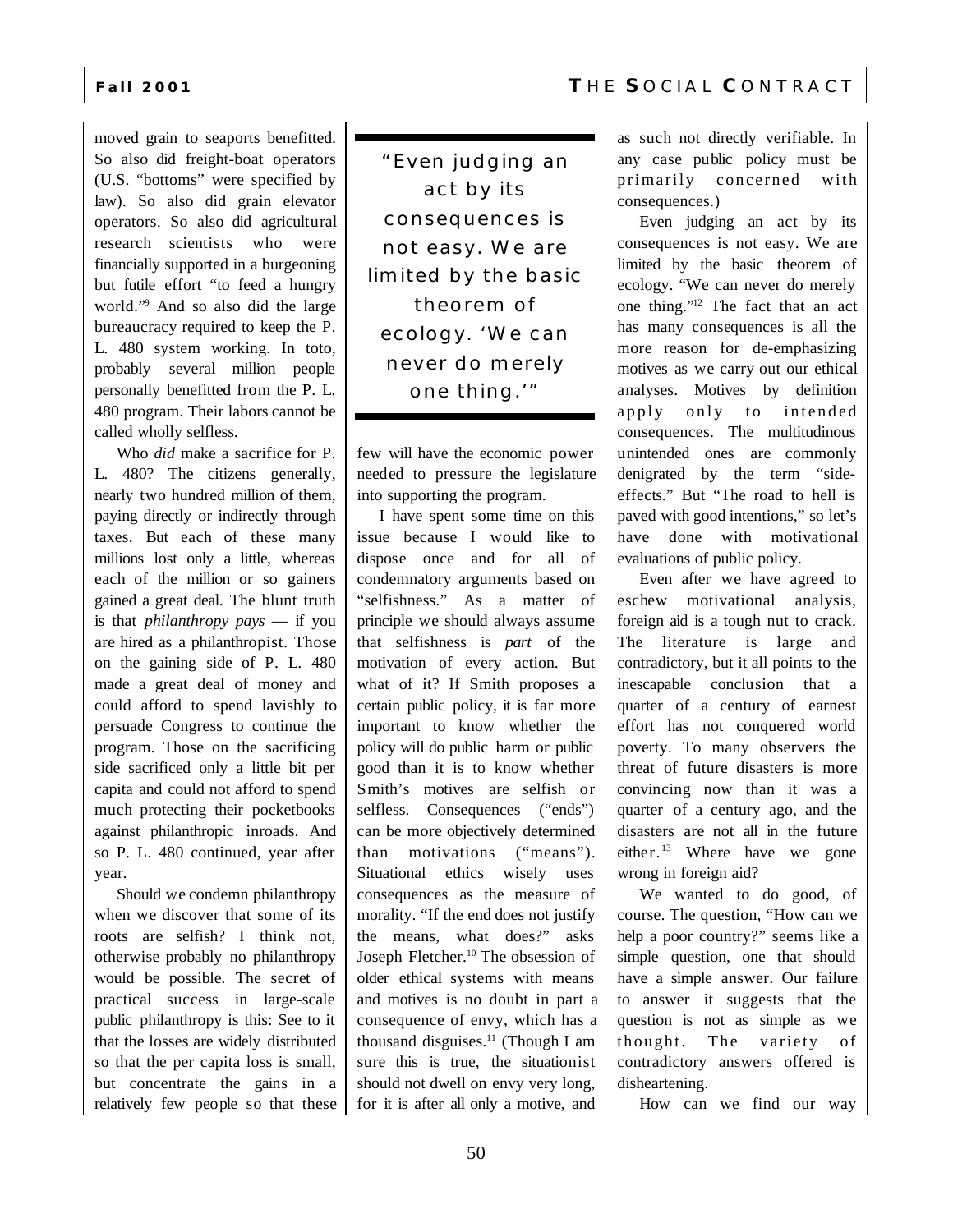moved grain to seaports benefitted. So also did freight-boat operators (U.S. "bottoms" were specified by law). So also did grain elevator operators. So also did agricultural research scientists who were financially supported in a burgeoning but futile effort "to feed a hungry world."[9] And so also did the large bureaucracy required to keep the P. L. 480 system working. In toto, probably several million people personally benefitted from the P. L. 480 program. Their labors cannot be called wholly selfless.

Who *did* make a sacrifice for P. L. 480? The citizens generally, nearly two hundred million of them, paying directly or indirectly through taxes. But each of these many millions lost only a little, whereas each of the million or so gainers gained a great deal. The blunt truth is that *philanthropy pays* — if you are hired as a philanthropist. Those on the gaining side of P. L. 480 made a great deal of money and could afford to spend lavishly to persuade Congress to continue the program. Those on the sacrificing side sacrificed only a little bit per capita and could not afford to spend much protecting their pocketbooks against philanthropic inroads. And so P. L. 480 continued, year after year.

Should we condemn philanthropy when we discover that some of its roots are selfish? I think not, otherwise probably no philanthropy would be possible. The secret of practical success in large-scale public philanthropy is this: See to it that the losses are widely distributed so that the per capita loss is small, but concentrate the gains in a relatively few people so that these few will have the economic power needed to pressure the legislature into supporting the program.

> "Even judging an act by its consequences is not easy. We are limited by the basic theorem of ecology. 'We can never do merely one thing.'"

I have spent some time on this issue because I would like to dispose once and for all of condemnatory arguments based on "selfishness." As a matter of principle we should always assume that selfishness is *part* of the motivation of every action. But what of it? If Smith proposes a certain public policy, it is far more important to know whether the policy will do public harm or public good than it is to know whether Smith's motives are selfish or selfless. Consequences ("ends") can be more objectively determined than motivations ("means"). Situational ethics wisely uses consequences as the measure of morality. "If the end does not justify the means, what does?" asks Joseph Fletcher.[10] The obsession of older ethical systems with means and motives is no doubt in part a consequence of envy, which has a thousand disguises.[11] (Though I am sure this is true, the situationist should not dwell on envy very long, for it is after all only a motive, and as such not directly verifiable. In any case public policy must be primarily concerned with consequences.)

Even judging an act by its consequences is not easy. We are limited by the basic theorem of ecology. "We can never do merely one thing."[12] The fact that an act has many consequences is all the more reason for de-emphasizing motives as we carry out our ethical analyses. Motives by definition apply only to intended consequences. The multitudinous unintended ones are commonly denigrated by the term "side-effects." But "The road to hell is paved with good intentions," so let's have done with motivational evaluations of public policy.

Even after we have agreed to eschew motivational analysis, foreign aid is a tough nut to crack. The literature is large and contradictory, but it all points to the inescapable conclusion that a quarter of a century of earnest effort has not conquered world poverty. To many observers the threat of future disasters is more convincing now than it was a quarter of a century ago, and the disasters are not all in the future either.[13] Where have we gone wrong in foreign aid?

We wanted to do good, of course. The question, "How can we help a poor country?" seems like a simple question, one that should have a simple answer. Our failure to answer it suggests that the question is not as simple as we thought. The variety of contradictory answers offered is disheartening.

How can we find our way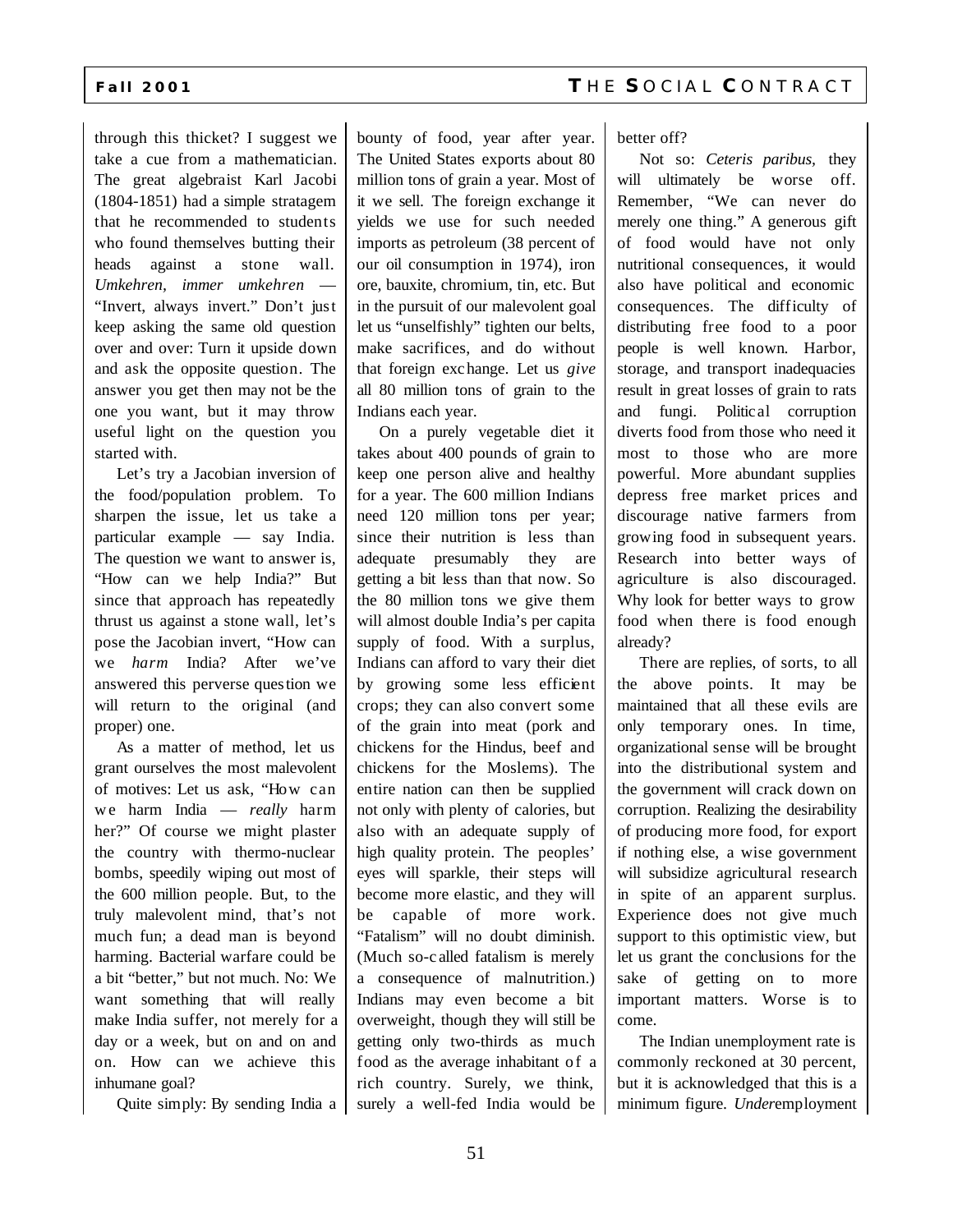through this thicket? I suggest we take a cue from a mathematician. The great algebraist Karl Jacobi (1804-1851) had a simple stratagem that he recommended to students who found themselves butting their heads against a stone wall. *Umkehren, immer umkehren* — "Invert, always invert." Don't just keep asking the same old question over and over: Turn it upside down and ask the opposite question. The answer you get then may not be the one you want, but it may throw useful light on the question you started with.

Let's try a Jacobian inversion of the food/population problem. To sharpen the issue, let us take a particular example — say India. The question we want to answer is, "How can we help India?" But since that approach has repeatedly thrust us against a stone wall, let's pose the Jacobian invert, "How can we *harm* India? After we've answered this perverse question we will return to the original (and proper) one.

As a matter of method, let us grant ourselves the most malevolent of motives: Let us ask, "How can we harm India — *really* harm her?" Of course we might plaster the country with thermo-nuclear bombs, speedily wiping out most of the 600 million people. But, to the truly malevolent mind, that's not much fun; a dead man is beyond harming. Bacterial warfare could be a bit "better," but not much. No: We want something that will really make India suffer, not merely for a day or a week, but on and on and on. How can we achieve this inhumane goal?

Quite simply: By sending India a bounty of food, year after year. The United States exports about 80 million tons of grain a year. Most of it we sell. The foreign exchange it yields we use for such needed imports as petroleum (38 percent of our oil consumption in 1974), iron ore, bauxite, chromium, tin, etc. But in the pursuit of our malevolent goal let us "unselfishly" tighten our belts, make sacrifices, and do without that foreign exchange. Let us *give* all 80 million tons of grain to the Indians each year.

On a purely vegetable diet it takes about 400 pounds of grain to keep one person alive and healthy for a year. The 600 million Indians need 120 million tons per year; since their nutrition is less than adequate presumably they are getting a bit less than that now. So the 80 million tons we give them will almost double India's per capita supply of food. With a surplus, Indians can afford to vary their diet by growing some less efficient crops; they can also convert some of the grain into meat (pork and chickens for the Hindus, beef and chickens for the Moslems). The entire nation can then be supplied not only with plenty of calories, but also with an adequate supply of high quality protein. The peoples' eyes will sparkle, their steps will become more elastic, and they will be capable of more work. "Fatalism" will no doubt diminish. (Much so-called fatalism is merely a consequence of malnutrition.) Indians may even become a bit overweight, though they will still be getting only two-thirds as much food as the average inhabitant of a rich country. Surely, we think, surely a well-fed India would be better off?

Not so: *Ceteris paribus*, they will ultimately be worse off. Remember, "We can never do merely one thing." A generous gift of food would have not only nutritional consequences, it would also have political and economic consequences. The difficulty of distributing free food to a poor people is well known. Harbor, storage, and transport inadequacies result in great losses of grain to rats and fungi. Political corruption diverts food from those who need it most to those who are more powerful. More abundant supplies depress free market prices and discourage native farmers from growing food in subsequent years. Research into better ways of agriculture is also discouraged. Why look for better ways to grow food when there is food enough already?

There are replies, of sorts, to all the above points. It may be maintained that all these evils are only temporary ones. In time, organizational sense will be brought into the distributional system and the government will crack down on corruption. Realizing the desirability of producing more food, for export if nothing else, a wise government will subsidize agricultural research in spite of an apparent surplus. Experience does not give much support to this optimistic view, but let us grant the conclusions for the sake of getting on to more important matters. Worse is to come.

The Indian unemployment rate is commonly reckoned at 30 percent, but it is acknowledged that this is a minimum figure. *Under*employment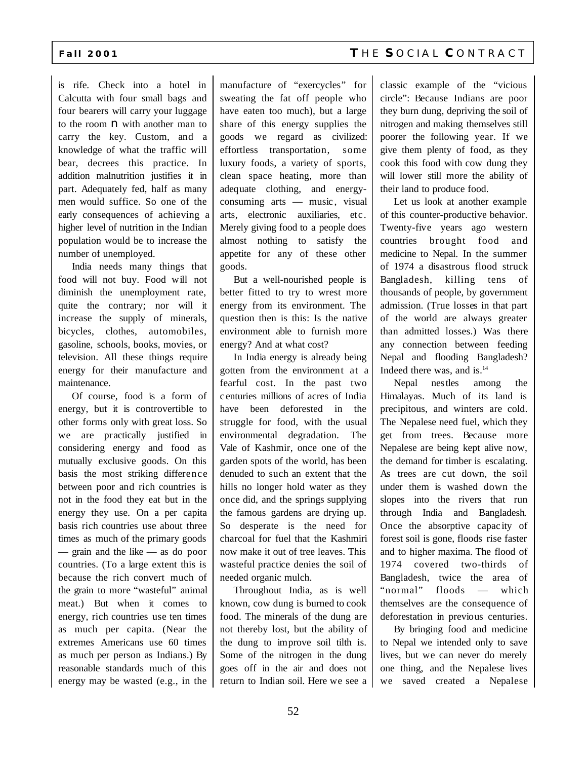is rife. Check into a hotel in Calcutta with four small bags and four bearers will carry your luggage to the room — with another man to carry the key. Custom, and a knowledge of what the traffic will bear, decrees this practice. In addition malnutrition justifies it in part. Adequately fed, half as many men would suffice. So one of the early consequences of achieving a higher level of nutrition in the Indian population would be to increase the number of unemployed.

India needs many things that food will not buy. Food will not diminish the unemployment rate, quite the contrary; nor will it increase the supply of minerals, bicycles, clothes, automobiles, gasoline, schools, books, movies, or television. All these things require energy for their manufacture and maintenance.

Of course, food is a form of energy, but it is controvertible to other forms only with great loss. So we are practically justified in considering energy and food as mutually exclusive goods. On this basis the most striking difference between poor and rich countries is not in the food they eat but in the energy they use. On a per capita basis rich countries use about three times as much of the primary goods — grain and the like — as do poor countries. (To a large extent this is because the rich convert much of the grain to more "wasteful" animal meat.) But when it comes to energy, rich countries use ten times as much per capita. (Near the extremes Americans use 60 times as much per person as Indians.) By reasonable standards much of this energy may be wasted (e.g., in the manufacture of "exercycles" for sweating the fat off people who have eaten too much), but a large share of this energy supplies the goods we regard as civilized: effortless transportation, some luxury foods, a variety of sports, clean space heating, more than adequate clothing, and energy-consuming arts — music, visual arts, electronic auxiliaries, etc. Merely giving food to a people does almost nothing to satisfy the appetite for any of these other goods.

But a well-nourished people is better fitted to try to wrest more energy from its environment. The question then is this: Is the native environment able to furnish more energy? And at what cost?

In India energy is already being gotten from the environment at a fearful cost. In the past two centuries millions of acres of India have been deforested in the struggle for food, with the usual environmental degradation. The Vale of Kashmir, once one of the garden spots of the world, has been denuded to such an extent that the hills no longer hold water as they once did, and the springs supplying the famous gardens are drying up. So desperate is the need for charcoal for fuel that the Kashmiri now make it out of tree leaves. This wasteful practice denies the soil of needed organic mulch.

Throughout India, as is well known, cow dung is burned to cook food. The minerals of the dung are not thereby lost, but the ability of the dung to improve soil tilth is. Some of the nitrogen in the dung goes off in the air and does not return to Indian soil. Here we see a classic example of the "vicious circle": Because Indians are poor they burn dung, depriving the soil of nitrogen and making themselves still poorer the following year. If we give them plenty of food, as they cook this food with cow dung they will lower still more the ability of their land to produce food.

Let us look at another example of this counter-productive behavior. Twenty-five years ago western countries brought food and medicine to Nepal. In the summer of 1974 a disastrous flood struck Bangladesh, killing tens of thousands of people, by government admission. (True losses in that part of the world are always greater than admitted losses.) Was there any connection between feeding Nepal and flooding Bangladesh? Indeed there was, and is.[14]

Nepal nestles among the Himalayas. Much of its land is precipitous, and winters are cold. The Nepalese need fuel, which they get from trees. Because more Nepalese are being kept alive now, the demand for timber is escalating. As trees are cut down, the soil under them is washed down the slopes into the rivers that run through India and Bangladesh. Once the absorptive capacity of forest soil is gone, floods rise faster and to higher maxima. The flood of 1974 covered two-thirds of Bangladesh, twice the area of "normal" floods — which themselves are the consequence of deforestation in previous centuries.

By bringing food and medicine to Nepal we intended only to save lives, but we can never do merely one thing, and the Nepalese lives we saved created a Nepalese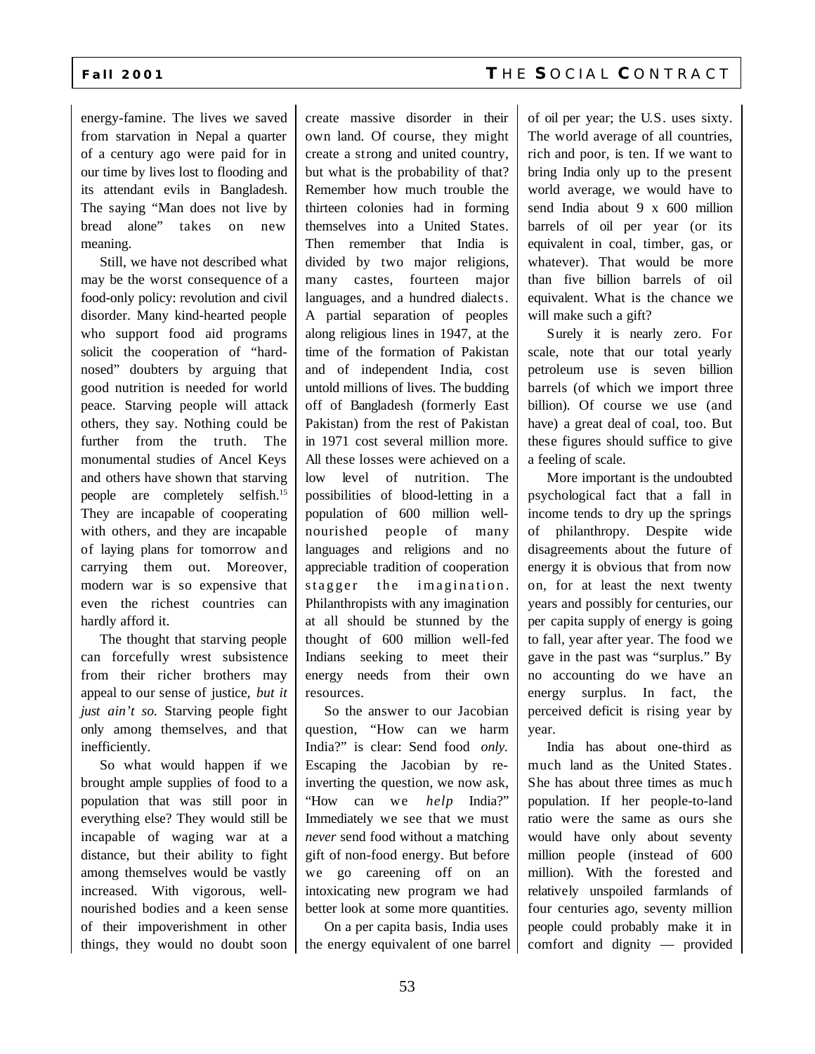energy-famine. The lives we saved from starvation in Nepal a quarter of a century ago were paid for in our time by lives lost to flooding and its attendant evils in Bangladesh. The saying "Man does not live by bread alone" takes on new meaning.

Still, we have not described what may be the worst consequence of a food-only policy: revolution and civil disorder. Many kind-hearted people who support food aid programs solicit the cooperation of "hard-nosed" doubters by arguing that good nutrition is needed for world peace. Starving people will attack others, they say. Nothing could be further from the truth. The monumental studies of Ancel Keys and others have shown that starving people are completely selfish.[15] They are incapable of cooperating with others, and they are incapable of laying plans for tomorrow and carrying them out. Moreover, modern war is so expensive that even the richest countries can hardly afford it.

The thought that starving people can forcefully wrest subsistence from their richer brothers may appeal to our sense of justice, *but it just ain't so*. Starving people fight only among themselves, and that inefficiently.

So what would happen if we brought ample supplies of food to a population that was still poor in everything else? They would still be incapable of waging war at a distance, but their ability to fight among themselves would be vastly increased. With vigorous, well-nourished bodies and a keen sense of their impoverishment in other things, they would no doubt soon create massive disorder in their own land. Of course, they might create a strong and united country, but what is the probability of that? Remember how much trouble the thirteen colonies had in forming themselves into a United States. Then remember that India is divided by two major religions, many castes, fourteen major languages, and a hundred dialects. A partial separation of peoples along religious lines in 1947, at the time of the formation of Pakistan and of independent India, cost untold millions of lives. The budding off of Bangladesh (formerly East Pakistan) from the rest of Pakistan in 1971 cost several million more. All these losses were achieved on a low level of nutrition. The possibilities of blood-letting in a population of 600 million well-nourished people of many languages and religions and no appreciable tradition of cooperation stagger the imagination. Philanthropists with any imagination at all should be stunned by the thought of 600 million well-fed Indians seeking to meet their energy needs from their own resources.

So the answer to our Jacobian question, "How can we harm India?" is clear: Send food *only*. Escaping the Jacobian by re-inverting the question, we now ask, "How can we *help* India?" Immediately we see that we must *never* send food without a matching gift of non-food energy. But before we go careening off on an intoxicating new program we had better look at some more quantities.

On a per capita basis, India uses the energy equivalent of one barrel of oil per year; the U.S. uses sixty. The world average of all countries, rich and poor, is ten. If we want to bring India only up to the present world average, we would have to send India about 9 x 600 million barrels of oil per year (or its equivalent in coal, timber, gas, or whatever). That would be more than five billion barrels of oil equivalent. What is the chance we will make such a gift?

Surely it is nearly zero. For scale, note that our total yearly petroleum use is seven billion barrels (of which we import three billion). Of course we use (and have) a great deal of coal, too. But these figures should suffice to give a feeling of scale.

More important is the undoubted psychological fact that a fall in income tends to dry up the springs of philanthropy. Despite wide disagreements about the future of energy it is obvious that from now on, for at least the next twenty years and possibly for centuries, our per capita supply of energy is going to fall, year after year. The food we gave in the past was "surplus." By no accounting do we have an energy surplus. In fact, the perceived deficit is rising year by year.

India has about one-third as much land as the United States. She has about three times as much population. If her people-to-land ratio were the same as ours she would have only about seventy million people (instead of 600 million). With the forested and relatively unspoiled farmlands of four centuries ago, seventy million people could probably make it in comfort and dignity — provided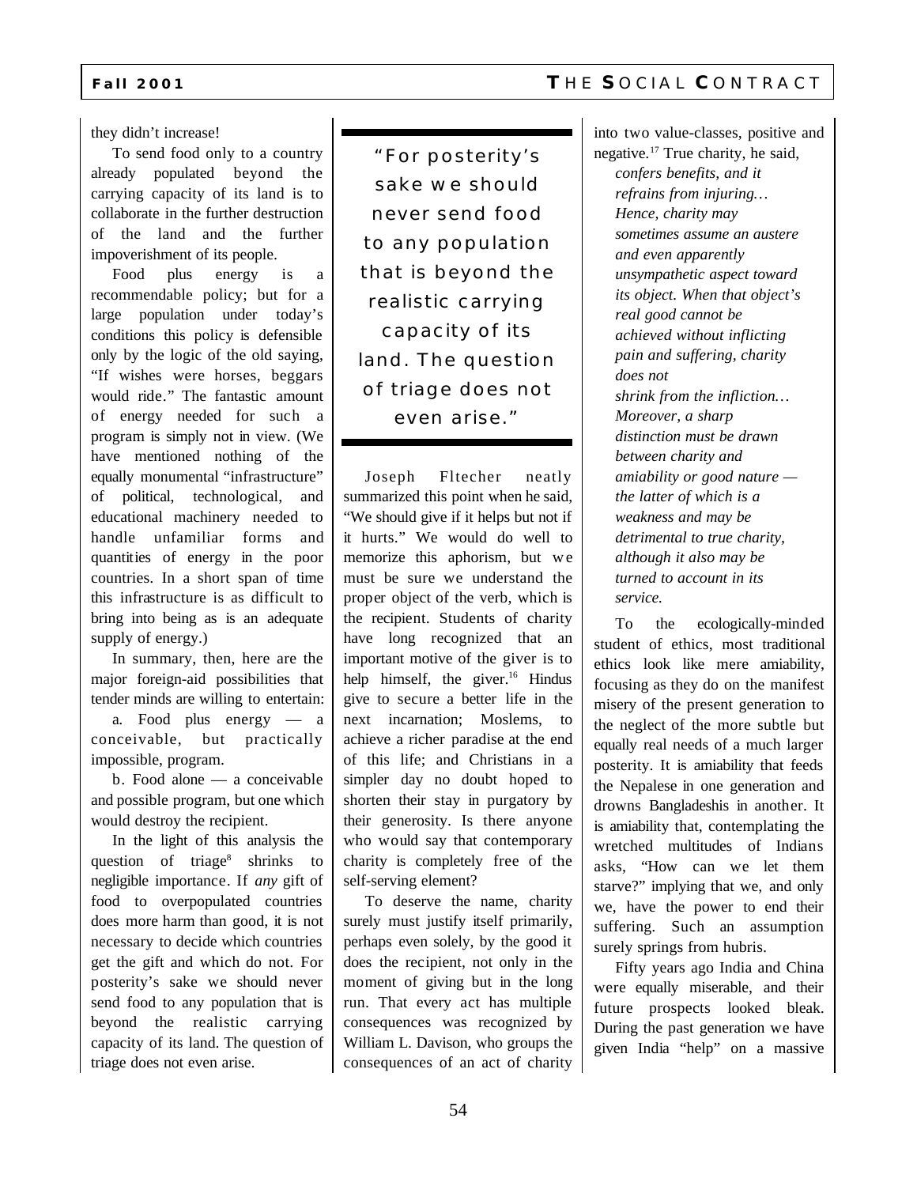they didn't increase!

To send food only to a country already populated beyond the carrying capacity of its land is to collaborate in the further destruction of the land and the further impoverishment of its people.

Food plus energy is a recommendable policy; but for a large population under today's conditions this policy is defensible only by the logic of the old saying, "If wishes were horses, beggars would ride." The fantastic amount of energy needed for such a program is simply not in view. (We have mentioned nothing of the equally monumental "infrastructure" of political, technological, and educational machinery needed to handle unfamiliar forms and quantities of energy in the poor countries. In a short span of time this infrastructure is as difficult to bring into being as is an adequate supply of energy.)

In summary, then, here are the major foreign-aid possibilities that tender minds are willing to entertain:

a. Food plus energy — a conceivable, but practically impossible, program.

b. Food alone — a conceivable and possible program, but one which would destroy the recipient.

In the light of this analysis the question of triage[8] shrinks to negligible importance. If *any* gift of food to overpopulated countries does more harm than good, it is not necessary to decide which countries get the gift and which do not. For posterity's sake we should never send food to any population that is beyond the realistic carrying capacity of its land. The question of triage does not even arise.

> "For posterity's sake we should never send food to any population that is beyond the realistic carrying capacity of its land. The question of triage does not even arise."

Joseph Fltecher neatly summarized this point when he said, "We should give if it helps but not if it hurts." We would do well to memorize this aphorism, but we must be sure we understand the proper object of the verb, which is the recipient. Students of charity have long recognized that an important motive of the giver is to help himself, the giver.[16] Hindus give to secure a better life in the next incarnation; Moslems, to achieve a richer paradise at the end of this life; and Christians in a simpler day no doubt hoped to shorten their stay in purgatory by their generosity. Is there anyone who would say that contemporary charity is completely free of the self-serving element?

To deserve the name, charity surely must justify itself primarily, perhaps even solely, by the good it does the recipient, not only in the moment of giving but in the long run. That every act has multiple consequences was recognized by William L. Davison, who groups the consequences of an act of charity into two value-classes, positive and negative.[17] True charity, he said,

> *confers benefits, and it refrains from injuring… Hence, charity may sometimes assume an austere and even apparently unsympathetic aspect toward its object. When that object's real good cannot be achieved without inflicting pain and suffering, charity does not shrink from the infliction… Moreover, a sharp distinction must be drawn between charity and amiability or good nature — the latter of which is a weakness and may be detrimental to true charity, although it also may be turned to account in its service.*

To the ecologically-minded student of ethics, most traditional ethics look like mere amiability, focusing as they do on the manifest misery of the present generation to the neglect of the more subtle but equally real needs of a much larger posterity. It is amiability that feeds the Nepalese in one generation and drowns Bangladeshis in another. It is amiability that, contemplating the wretched multitudes of Indians asks, "How can we let them starve?" implying that we, and only we, have the power to end their suffering. Such an assumption surely springs from hubris.

Fifty years ago India and China were equally miserable, and their future prospects looked bleak. During the past generation we have given India "help" on a massive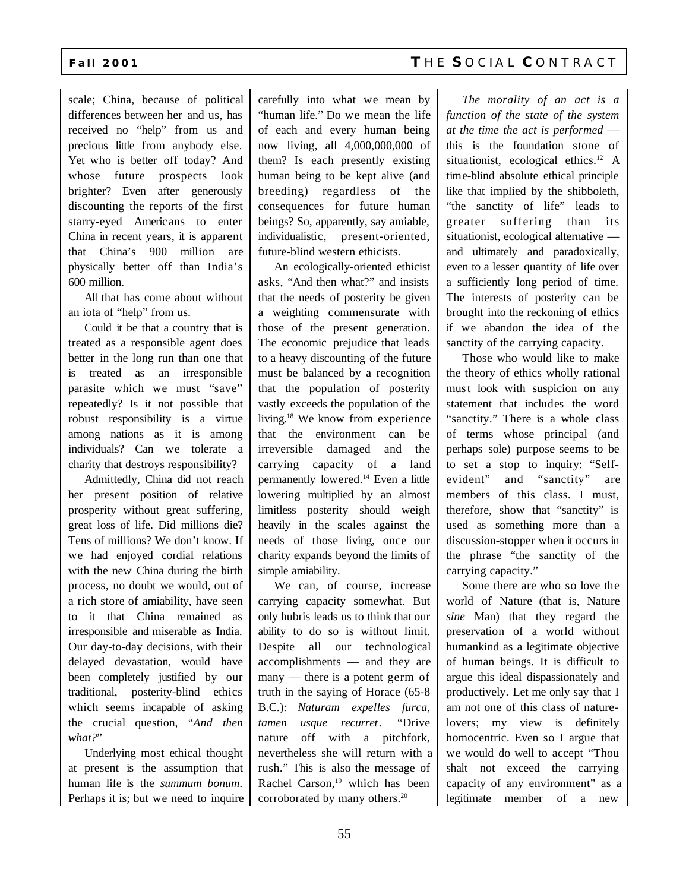scale; China, because of political differences between her and us, has received no "help" from us and precious little from anybody else. Yet who is better off today? And whose future prospects look brighter? Even after generously discounting the reports of the first starry-eyed Americans to enter China in recent years, it is apparent that China's 900 million are physically better off than India's 600 million.

All that has come about without an iota of "help" from us.

Could it be that a country that is treated as a responsible agent does better in the long run than one that is treated as an irresponsible parasite which we must "save" repeatedly? Is it not possible that robust responsibility is a virtue among nations as it is among individuals? Can we tolerate a charity that destroys responsibility?

Admittedly, China did not reach her present position of relative prosperity without great suffering, great loss of life. Did millions die? Tens of millions? We don't know. If we had enjoyed cordial relations with the new China during the birth process, no doubt we would, out of a rich store of amiability, have seen to it that China remained as irresponsible and miserable as India. Our day-to-day decisions, with their delayed devastation, would have been completely justified by our traditional, posterity-blind ethics which seems incapable of asking the crucial question, "*And then what?*"

Underlying most ethical thought at present is the assumption that human life is the *summum bonum*. Perhaps it is; but we need to inquire carefully into what we mean by "human life." Do we mean the life of each and every human being now living, all 4,000,000,000 of them? Is each presently existing human being to be kept alive (and breeding) regardless of the consequences for future human beings? So, apparently, say amiable, individualistic, present-oriented, future-blind western ethicists.

An ecologically-oriented ethicist asks, "And then what?" and insists that the needs of posterity be given a weighting commensurate with those of the present generation. The economic prejudice that leads to a heavy discounting of the future must be balanced by a recognition that the population of posterity vastly exceeds the population of the living.[18] We know from experience that the environment can be irreversible damaged and the carrying capacity of a land permanently lowered.[14] Even a little lowering multiplied by an almost limitless posterity should weigh heavily in the scales against the needs of those living, once our charity expands beyond the limits of simple amiability.

We can, of course, increase carrying capacity somewhat. But only hubris leads us to think that our ability to do so is without limit. Despite all our technological accomplishments — and they are many — there is a potent germ of truth in the saying of Horace (65-8 B.C.): *Naturam expelles furca, tamen usque recurret*. "Drive nature off with a pitchfork, nevertheless she will return with a rush." This is also the message of Rachel Carson,[19] which has been corroborated by many others.[20]

*The morality of an act is a function of the state of the system at the time the act is performed* — this is the foundation stone of situationist, ecological ethics.[12] A time-blind absolute ethical principle like that implied by the shibboleth, "the sanctity of life" leads to greater suffering than its situationist, ecological alternative — and ultimately and paradoxically, even to a lesser quantity of life over a sufficiently long period of time. The interests of posterity can be brought into the reckoning of ethics if we abandon the idea of the sanctity of the carrying capacity.

Those who would like to make the theory of ethics wholly rational must look with suspicion on any statement that includes the word "sanctity." There is a whole class of terms whose principal (and perhaps sole) purpose seems to be to set a stop to inquiry: "Self-evident" and "sanctity" are members of this class. I must, therefore, show that "sanctity" is used as something more than a discussion-stopper when it occurs in the phrase "the sanctity of the carrying capacity."

Some there are who so love the world of Nature (that is, Nature *sine* Man) that they regard the preservation of a world without humankind as a legitimate objective of human beings. It is difficult to argue this ideal dispassionately and productively. Let me only say that I am not one of this class of nature-lovers; my view is definitely homocentric. Even so I argue that we would do well to accept "Thou shalt not exceed the carrying capacity of any environment" as a legitimate member of a new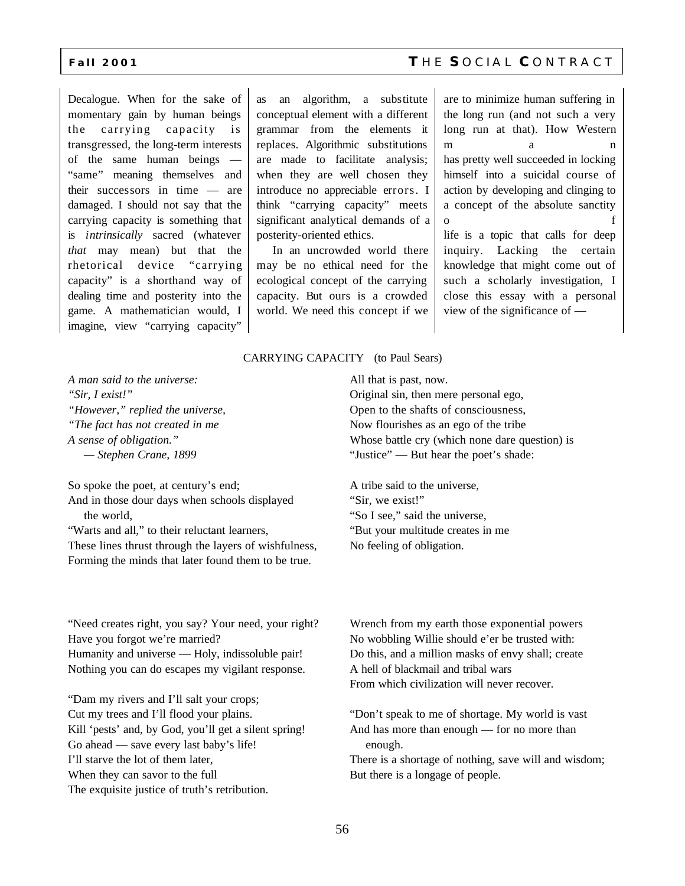Decalogue. When for the sake of momentary gain by human beings the carrying capacity is transgressed, the long-term interests of the same human beings — "same" meaning themselves and their successors in time — are damaged. I should not say that the carrying capacity is something that is *intrinsically* sacred (whatever *that* may mean) but that the rhetorical device "carrying capacity" is a shorthand way of dealing time and posterity into the game. A mathematician would, I imagine, view "carrying capacity" as an algorithm, a substitute conceptual element with a different grammar from the elements it replaces. Algorithmic substitutions are made to facilitate analysis; when they are well chosen they introduce no appreciable errors. I think "carrying capacity" meets significant analytical demands of a posterity-oriented ethics.

In an uncrowded world there may be no ethical need for the ecological concept of the carrying capacity. But ours is a crowded world. We need this concept if we are to minimize human suffering in the long run (and not such a very long run at that). How Western man has pretty well succeeded in locking himself into a suicidal course of action by developing and clinging to a concept of the absolute sanctity of life is a topic that calls for deep inquiry. Lacking the certain knowledge that might come out of such a scholarly investigation, I close this essay with a personal view of the significance of —

CARRYING CAPACITY (to Paul Sears)

*A man said to the universe:*
*"Sir, I exist!"*
*"However," replied the universe,*
*"The fact has not created in me*
*A sense of obligation."*
*— Stephen Crane, 1899*

So spoke the poet, at century's end;
And in those dour days when schools displayed the world,
"Warts and all," to their reluctant learners,
These lines thrust through the layers of wishfulness,
Forming the minds that later found them to be true.

All that is past, now.
Original sin, then mere personal ego,
Open to the shafts of consciousness,
Now flourishes as an ego of the tribe
Whose battle cry (which none dare question) is
"Justice" — But hear the poet's shade:

A tribe said to the universe,
"Sir, we exist!"
"So I see," said the universe,
"But your multitude creates in me
No feeling of obligation.

"Need creates right, you say? Your need, your right?
Have you forgot we're married?
Humanity and universe — Holy, indissoluble pair!
Nothing you can do escapes my vigilant response.

"Dam my rivers and I'll salt your crops;
Cut my trees and I'll flood your plains.
Kill 'pests' and, by God, you'll get a silent spring!
Go ahead — save every last baby's life!
I'll starve the lot of them later,
When they can savor to the full
The exquisite justice of truth's retribution.

Wrench from my earth those exponential powers
No wobbling Willie should e'er be trusted with:
Do this, and a million masks of envy shall; create
A hell of blackmail and tribal wars
From which civilization will never recover.

"Don't speak to me of shortage. My world is vast
And has more than enough — for no more than enough.
There is a shortage of nothing, save will and wisdom;
But there is a longage of people.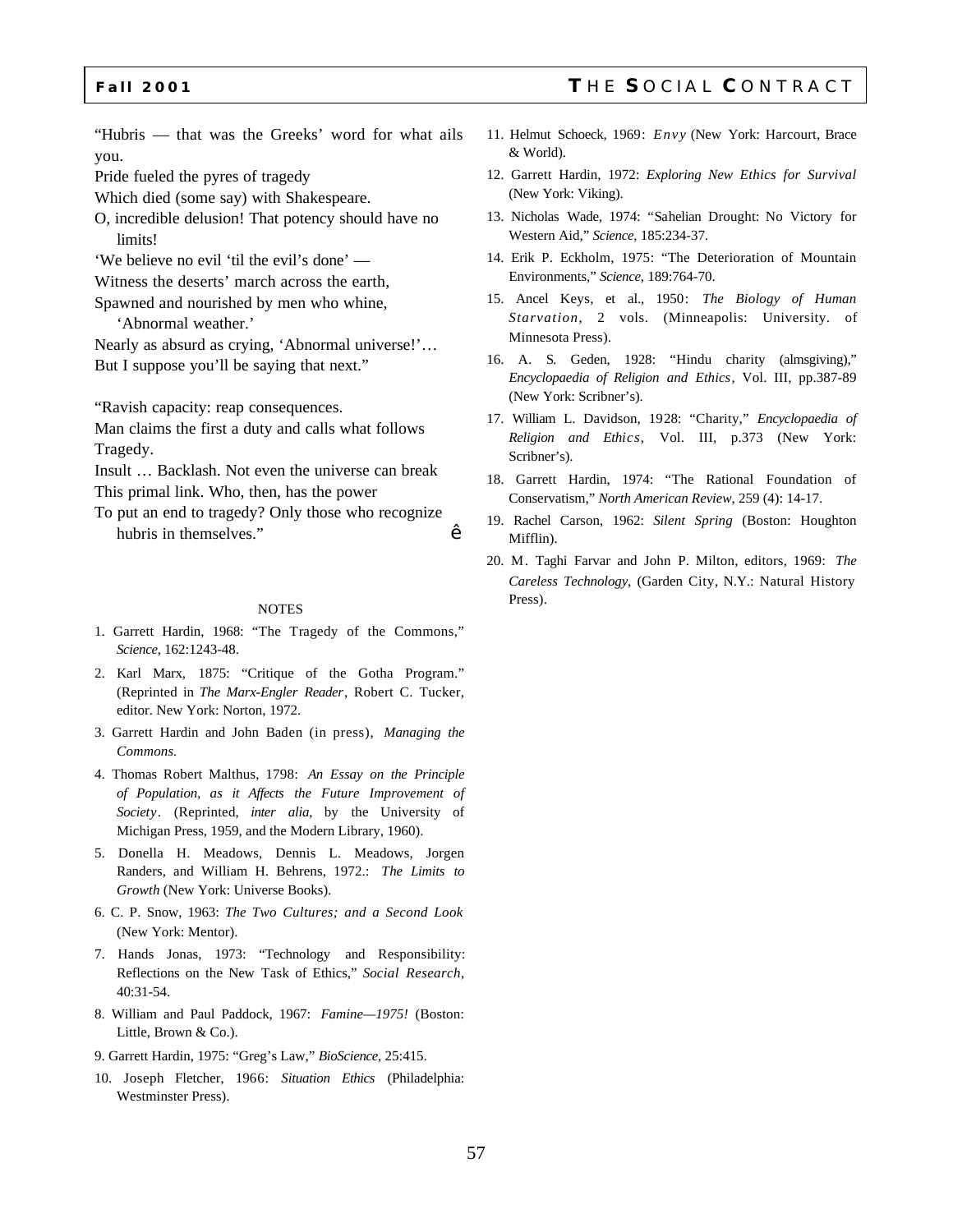"Hubris — that was the Greeks' word for what ails you.
Pride fueled the pyres of tragedy
Which died (some say) with Shakespeare.
O, incredible delusion! That potency should have no limits!
'We believe no evil 'til the evil's done' —
Witness the deserts' march across the earth,
Spawned and nourished by men who whine,
'Abnormal weather.'
Nearly as absurd as crying, 'Abnormal universe!'…
But I suppose you'll be saying that next."

"Ravish capacity: reap consequences.
Man claims the first a duty and calls what follows
Tragedy.
Insult … Backlash. Not even the universe can break
This primal link. Who, then, has the power
To put an end to tragedy? Only those who recognize
hubris in themselves." ê

NOTES

1. Garrett Hardin, 1968: "The Tragedy of the Commons," *Science*, 162:1243-48.
2. Karl Marx, 1875: "Critique of the Gotha Program." (Reprinted in *The Marx-Engler Reader*, Robert C. Tucker, editor. New York: Norton, 1972.
3. Garrett Hardin and John Baden (in press), *Managing the Commons.*
4. Thomas Robert Malthus, 1798: *An Essay on the Principle of Population, as it Affects the Future Improvement of Society*. (Reprinted, *inter alia*, by the University of Michigan Press, 1959, and the Modern Library, 1960).
5. Donella H. Meadows, Dennis L. Meadows, Jorgen Randers, and William H. Behrens, 1972.: *The Limits to Growth* (New York: Universe Books).
6. C. P. Snow, 1963: *The Two Cultures; and a Second Look* (New York: Mentor).
7. Hands Jonas, 1973: "Technology and Responsibility: Reflections on the New Task of Ethics," *Social Research*, 40:31-54.
8. William and Paul Paddock, 1967: *Famine—1975!* (Boston: Little, Brown & Co.).
9. Garrett Hardin, 1975: "Greg's Law," *BioScience*, 25:415.
10. Joseph Fletcher, 1966: *Situation Ethics* (Philadelphia: Westminster Press).
11. Helmut Schoeck, 1969: *Envy* (New York: Harcourt, Brace & World).
12. Garrett Hardin, 1972: *Exploring New Ethics for Survival* (New York: Viking).
13. Nicholas Wade, 1974: "Sahelian Drought: No Victory for Western Aid," *Science*, 185:234-37.
14. Erik P. Eckholm, 1975: "The Deterioration of Mountain Environments," *Science*, 189:764-70.
15. Ancel Keys, et al., 1950: *The Biology of Human Starvation*, 2 vols. (Minneapolis: University. of Minnesota Press).
16. A. S. Geden, 1928: "Hindu charity (almsgiving)," *Encyclopaedia of Religion and Ethics*, Vol. III, pp.387-89 (New York: Scribner's).
17. William L. Davidson, 1928: "Charity," *Encyclopaedia of Religion and Ethics*, Vol. III, p.373 (New York: Scribner's).
18. Garrett Hardin, 1974: "The Rational Foundation of Conservatism," *North American Review*, 259 (4): 14-17.
19. Rachel Carson, 1962: *Silent Spring* (Boston: Houghton Mifflin).
20. M. Taghi Farvar and John P. Milton, editors, 1969: *The Careless Technology*, (Garden City, N.Y.: Natural History Press).